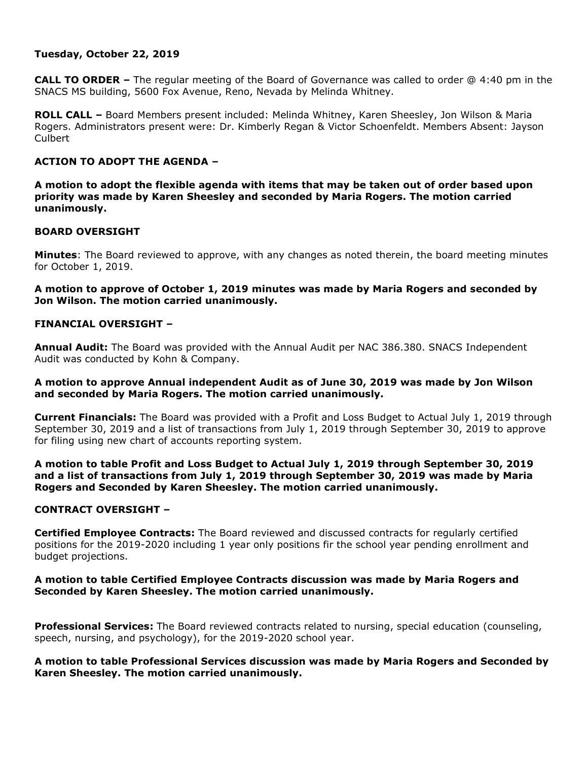**Tuesday, October 22, 2019**

**CALL TO ORDER –** The regular meeting of the Board of Governance was called to order @ 4:40 pm in the SNACS MS building, 5600 Fox Avenue, Reno, Nevada by Melinda Whitney.

**ROLL CALL –** Board Members present included: Melinda Whitney, Karen Sheesley, Jon Wilson & Maria Rogers. Administrators present were: Dr. Kimberly Regan & Victor Schoenfeldt. Members Absent: Jayson Culbert

**ACTION TO ADOPT THE AGENDA –**

**A motion to adopt the flexible agenda with items that may be taken out of order based upon priority was made by Karen Sheesley and seconded by Maria Rogers. The motion carried unanimously.**

**BOARD OVERSIGHT**

**Minutes**: The Board reviewed to approve, with any changes as noted therein, the board meeting minutes for October 1, 2019.

**A motion to approve of October 1, 2019 minutes was made by Maria Rogers and seconded by Jon Wilson. The motion carried unanimously.**

**FINANCIAL OVERSIGHT –**

**Annual Audit:** The Board was provided with the Annual Audit per NAC 386.380. SNACS Independent Audit was conducted by Kohn & Company.

**A motion to approve Annual independent Audit as of June 30, 2019 was made by Jon Wilson and seconded by Maria Rogers. The motion carried unanimously.**

**Current Financials:** The Board was provided with a Profit and Loss Budget to Actual July 1, 2019 through September 30, 2019 and a list of transactions from July 1, 2019 through September 30, 2019 to approve for filing using new chart of accounts reporting system.

**A motion to table Profit and Loss Budget to Actual July 1, 2019 through September 30, 2019 and a list of transactions from July 1, 2019 through September 30, 2019 was made by Maria Rogers and Seconded by Karen Sheesley. The motion carried unanimously.**

**CONTRACT OVERSIGHT –**

**Certified Employee Contracts:** The Board reviewed and discussed contracts for regularly certified positions for the 2019-2020 including 1 year only positions fir the school year pending enrollment and budget projections.

**A motion to table Certified Employee Contracts discussion was made by Maria Rogers and Seconded by Karen Sheesley. The motion carried unanimously.**

**Professional Services:** The Board reviewed contracts related to nursing, special education (counseling, speech, nursing, and psychology), for the 2019-2020 school year.

**A motion to table Professional Services discussion was made by Maria Rogers and Seconded by Karen Sheesley. The motion carried unanimously.**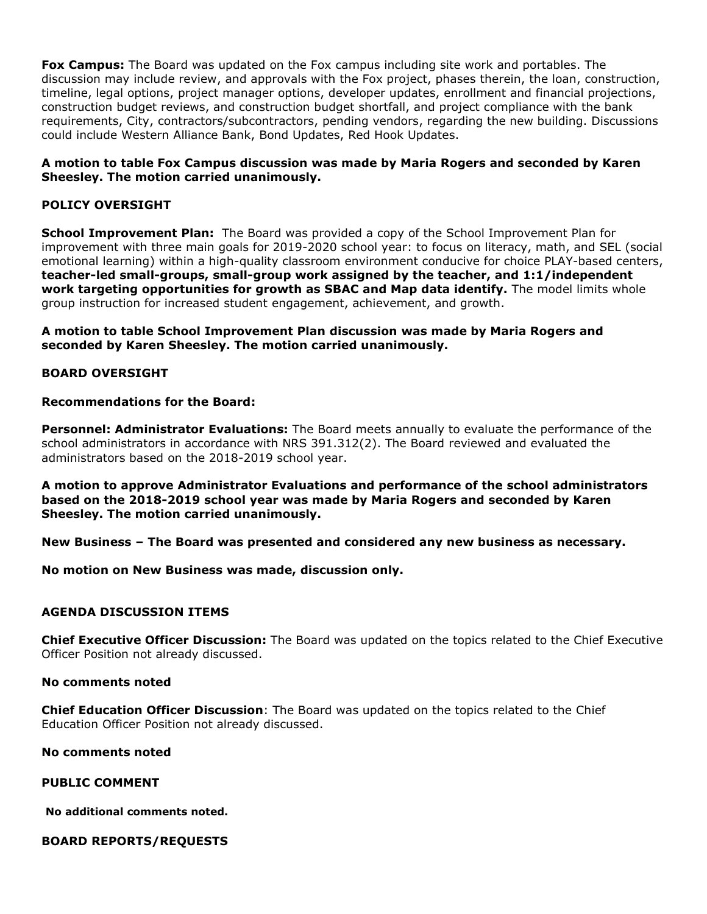**Fox Campus:** The Board was updated on the Fox campus including site work and portables. The discussion may include review, and approvals with the Fox project, phases therein, the loan, construction, timeline, legal options, project manager options, developer updates, enrollment and financial projections, construction budget reviews, and construction budget shortfall, and project compliance with the bank requirements, City, contractors/subcontractors, pending vendors, regarding the new building. Discussions could include Western Alliance Bank, Bond Updates, Red Hook Updates.

**A motion to table Fox Campus discussion was made by Maria Rogers and seconded by Karen Sheesley. The motion carried unanimously.**

## POLICY OVERSIGHT

**School Improvement Plan:** The Board was provided a copy of the School Improvement Plan for improvement with three main goals for 2019-2020 school year: to focus on literacy, math, and SEL (social emotional learning) within a high-quality classroom environment conducive for choice PLAY-based centers, **teacher-led small-groups, small-group work assigned by the teacher, and 1:1/independent work targeting opportunities for growth as SBAC and Map data identify.** The model limits whole group instruction for increased student engagement, achievement, and growth.

**A motion to table School Improvement Plan discussion was made by Maria Rogers and seconded by Karen Sheesley. The motion carried unanimously.**

## BOARD OVERSIGHT

**Recommendations for the Board:**

**Personnel: Administrator Evaluations:** The Board meets annually to evaluate the performance of the school administrators in accordance with NRS 391.312(2). The Board reviewed and evaluated the administrators based on the 2018-2019 school year.

**A motion to approve Administrator Evaluations and performance of the school administrators based on the 2018-2019 school year was made by Maria Rogers and seconded by Karen Sheesley. The motion carried unanimously.**

**New Business – The Board was presented and considered any new business as necessary.**

**No motion on New Business was made, discussion only.**

## AGENDA DISCUSSION ITEMS

**Chief Executive Officer Discussion:** The Board was updated on the topics related to the Chief Executive Officer Position not already discussed.

**No comments noted**

**Chief Education Officer Discussion**: The Board was updated on the topics related to the Chief Education Officer Position not already discussed.

**No comments noted**

## PUBLIC COMMENT

**No additional comments noted.**

## BOARD REPORTS/REQUESTS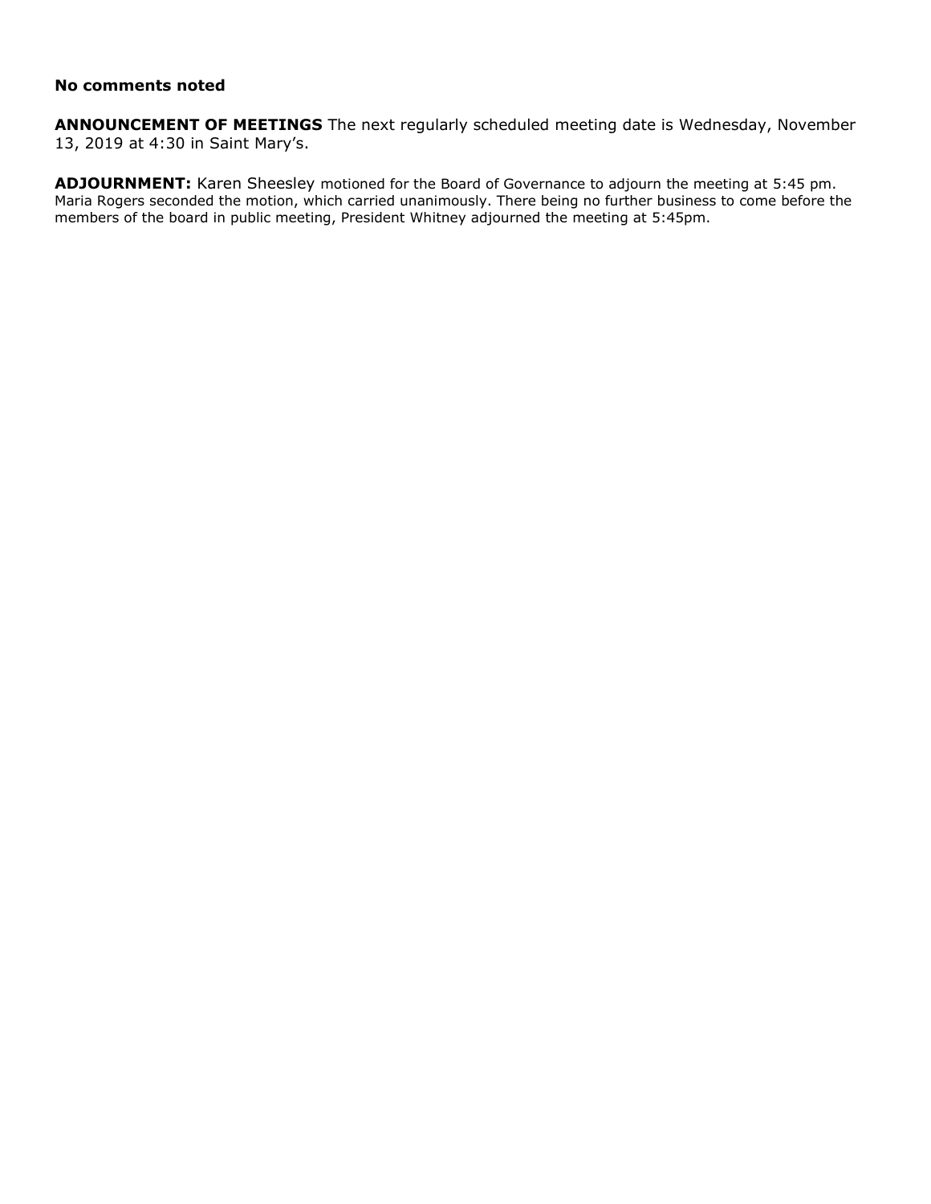**No comments noted**

**ANNOUNCEMENT OF MEETINGS** The next regularly scheduled meeting date is Wednesday, November 13, 2019 at 4:30 in Saint Mary's.

**ADJOURNMENT:** Karen Sheesley motioned for the Board of Governance to adjourn the meeting at 5:45 pm. Maria Rogers seconded the motion, which carried unanimously. There being no further business to come before the members of the board in public meeting, President Whitney adjourned the meeting at 5:45pm.